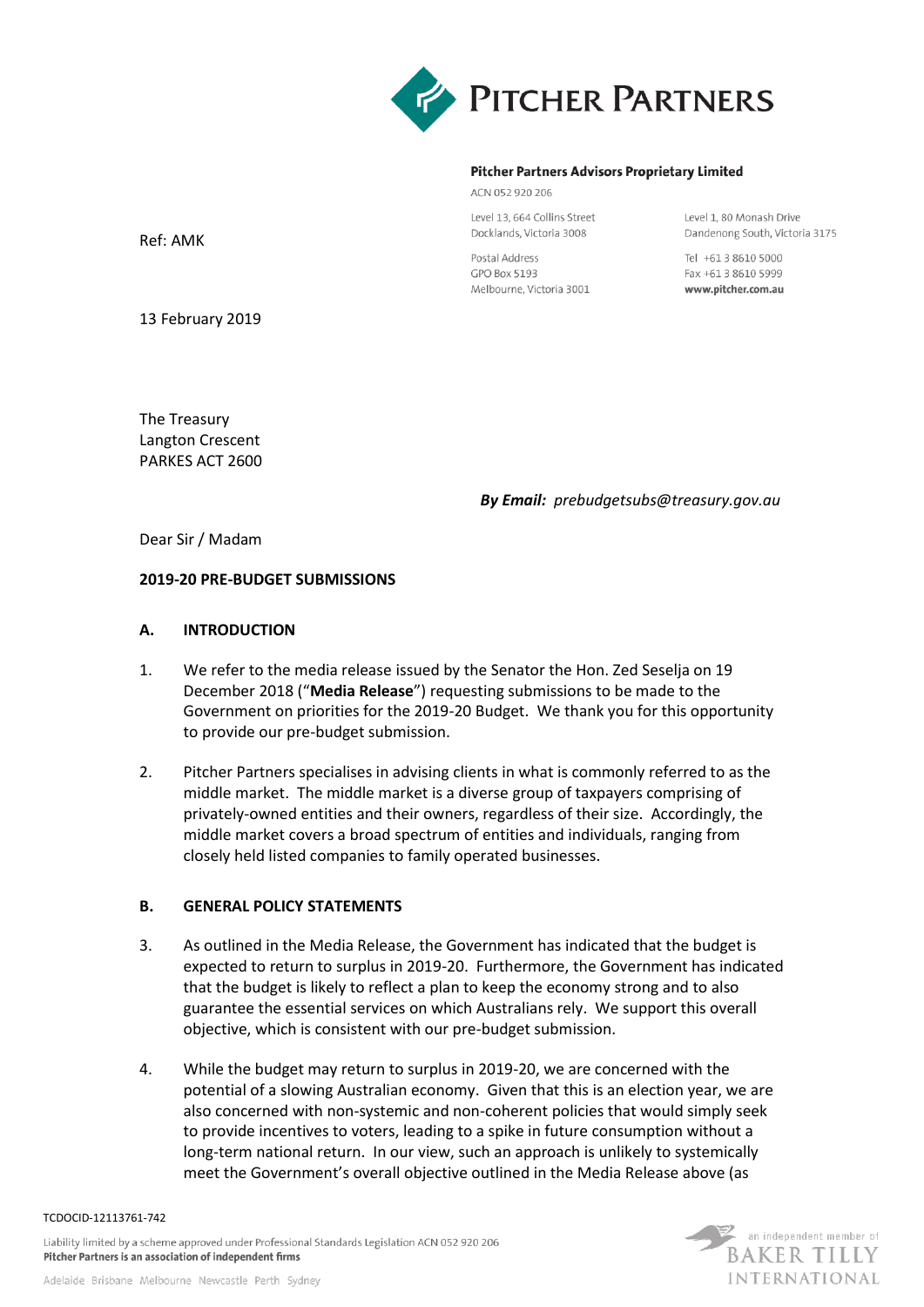**Pitcher Partners Advisors Proprietary Limited**

ACN 052 920 206

Level 13, 664 Collins Street
Docklands, Victoria 3008

Postal Address
GPO Box 5193
Melbourne, Victoria 3001

Level 1, 80 Monash Drive
Dandenong South, Victoria 3175

Tel +61 3 8610 5000
Fax +61 3 8610 5999
**www.pitcher.com.au**

Ref: AMK

13 February 2019

The Treasury
Langton Crescent
PARKES ACT 2600

***By Email:*** *prebudgetsubs@treasury.gov.au*

Dear Sir / Madam

**2019-20 PRE-BUDGET SUBMISSIONS**

## A. INTRODUCTION

1. We refer to the media release issued by the Senator the Hon. Zed Seselja on 19 December 2018 ("**Media Release**") requesting submissions to be made to the Government on priorities for the 2019-20 Budget. We thank you for this opportunity to provide our pre-budget submission.

2. Pitcher Partners specialises in advising clients in what is commonly referred to as the middle market. The middle market is a diverse group of taxpayers comprising of privately-owned entities and their owners, regardless of their size. Accordingly, the middle market covers a broad spectrum of entities and individuals, ranging from closely held listed companies to family operated businesses.

## B. GENERAL POLICY STATEMENTS

3. As outlined in the Media Release, the Government has indicated that the budget is expected to return to surplus in 2019-20. Furthermore, the Government has indicated that the budget is likely to reflect a plan to keep the economy strong and to also guarantee the essential services on which Australians rely. We support this overall objective, which is consistent with our pre-budget submission.

4. While the budget may return to surplus in 2019-20, we are concerned with the potential of a slowing Australian economy. Given that this is an election year, we are also concerned with non-systemic and non-coherent policies that would simply seek to provide incentives to voters, leading to a spike in future consumption without a long-term national return. In our view, such an approach is unlikely to systemically meet the Government's overall objective outlined in the Media Release above (as

TCDOCID-12113761-742

Liability limited by a scheme approved under Professional Standards Legislation ACN 052 920 206
**Pitcher Partners is an association of independent firms**

Adelaide Brisbane Melbourne Newcastle Perth Sydney

an independent member of BAKER TILLY INTERNATIONAL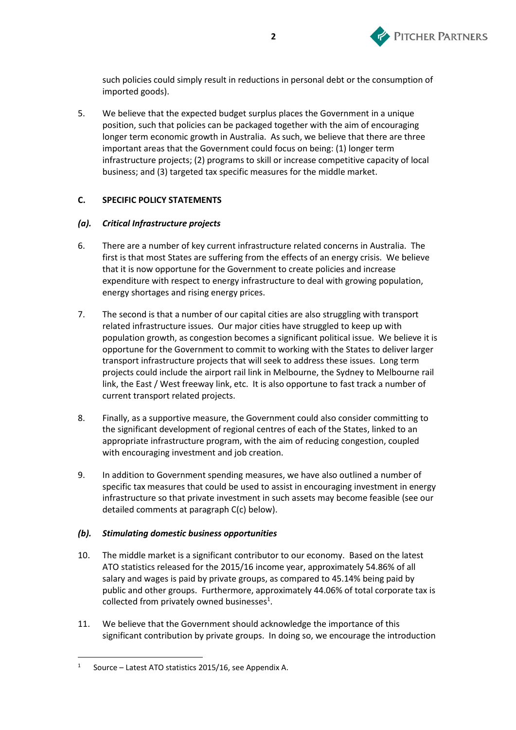such policies could simply result in reductions in personal debt or the consumption of imported goods).

5. We believe that the expected budget surplus places the Government in a unique position, such that policies can be packaged together with the aim of encouraging longer term economic growth in Australia. As such, we believe that there are three important areas that the Government could focus on being: (1) longer term infrastructure projects; (2) programs to skill or increase competitive capacity of local business; and (3) targeted tax specific measures for the middle market.

## C. SPECIFIC POLICY STATEMENTS

### *(a). Critical Infrastructure projects*

6. There are a number of key current infrastructure related concerns in Australia. The first is that most States are suffering from the effects of an energy crisis. We believe that it is now opportune for the Government to create policies and increase expenditure with respect to energy infrastructure to deal with growing population, energy shortages and rising energy prices.

7. The second is that a number of our capital cities are also struggling with transport related infrastructure issues. Our major cities have struggled to keep up with population growth, as congestion becomes a significant political issue. We believe it is opportune for the Government to commit to working with the States to deliver larger transport infrastructure projects that will seek to address these issues. Long term projects could include the airport rail link in Melbourne, the Sydney to Melbourne rail link, the East / West freeway link, etc. It is also opportune to fast track a number of current transport related projects.

8. Finally, as a supportive measure, the Government could also consider committing to the significant development of regional centres of each of the States, linked to an appropriate infrastructure program, with the aim of reducing congestion, coupled with encouraging investment and job creation.

9. In addition to Government spending measures, we have also outlined a number of specific tax measures that could be used to assist in encouraging investment in energy infrastructure so that private investment in such assets may become feasible (see our detailed comments at paragraph C(c) below).

### *(b). Stimulating domestic business opportunities*

10. The middle market is a significant contributor to our economy. Based on the latest ATO statistics released for the 2015/16 income year, approximately 54.86% of all salary and wages is paid by private groups, as compared to 45.14% being paid by public and other groups. Furthermore, approximately 44.06% of total corporate tax is collected from privately owned businesses[1].

11. We believe that the Government should acknowledge the importance of this significant contribution by private groups. In doing so, we encourage the introduction

---

[1] Source – Latest ATO statistics 2015/16, see Appendix A.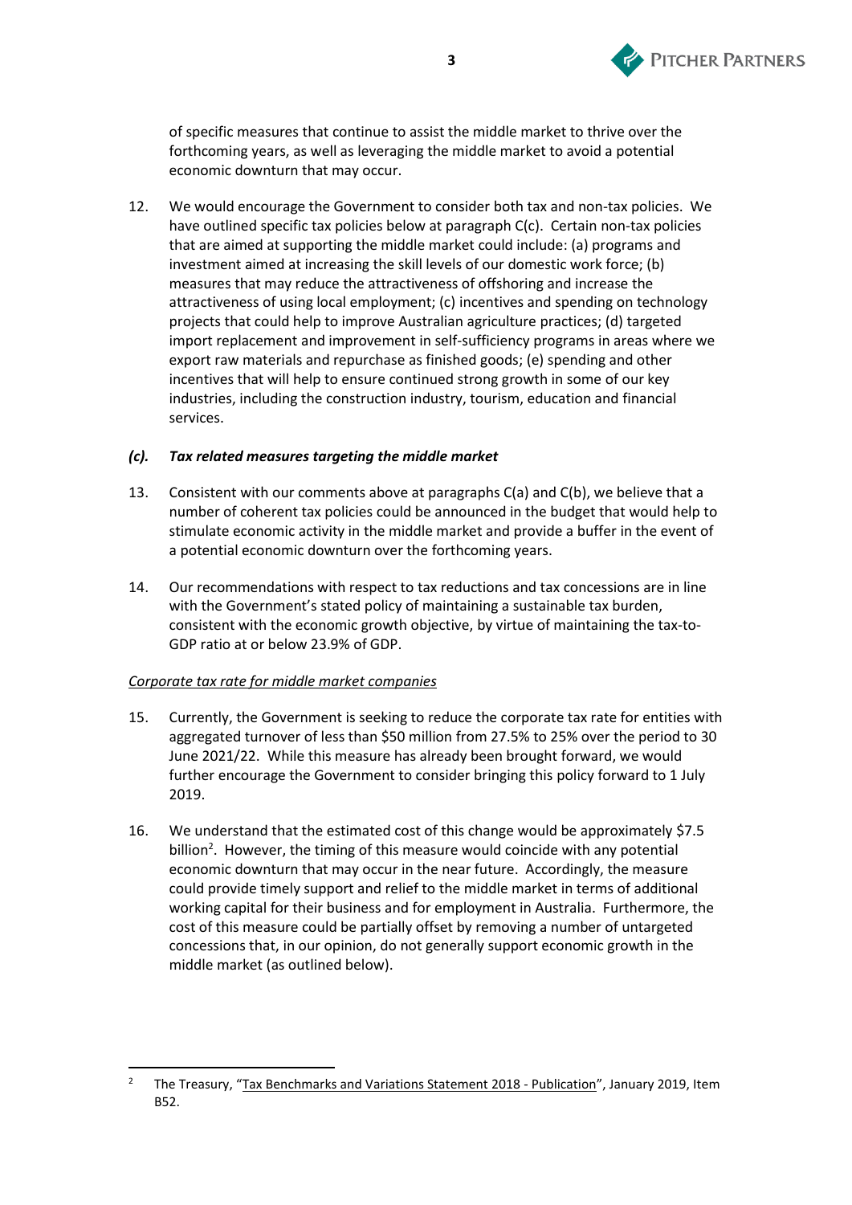of specific measures that continue to assist the middle market to thrive over the forthcoming years, as well as leveraging the middle market to avoid a potential economic downturn that may occur.

12. We would encourage the Government to consider both tax and non-tax policies. We have outlined specific tax policies below at paragraph C(c). Certain non-tax policies that are aimed at supporting the middle market could include: (a) programs and investment aimed at increasing the skill levels of our domestic work force; (b) measures that may reduce the attractiveness of offshoring and increase the attractiveness of using local employment; (c) incentives and spending on technology projects that could help to improve Australian agriculture practices; (d) targeted import replacement and improvement in self-sufficiency programs in areas where we export raw materials and repurchase as finished goods; (e) spending and other incentives that will help to ensure continued strong growth in some of our key industries, including the construction industry, tourism, education and financial services.

### *(c). Tax related measures targeting the middle market*

13. Consistent with our comments above at paragraphs C(a) and C(b), we believe that a number of coherent tax policies could be announced in the budget that would help to stimulate economic activity in the middle market and provide a buffer in the event of a potential economic downturn over the forthcoming years.

14. Our recommendations with respect to tax reductions and tax concessions are in line with the Government's stated policy of maintaining a sustainable tax burden, consistent with the economic growth objective, by virtue of maintaining the tax-to-GDP ratio at or below 23.9% of GDP.

<u>Corporate tax rate for middle market companies</u>

15. Currently, the Government is seeking to reduce the corporate tax rate for entities with aggregated turnover of less than $50 million from 27.5% to 25% over the period to 30 June 2021/22. While this measure has already been brought forward, we would further encourage the Government to consider bringing this policy forward to 1 July 2019.

16. We understand that the estimated cost of this change would be approximately $7.5 billion[2]. However, the timing of this measure would coincide with any potential economic downturn that may occur in the near future. Accordingly, the measure could provide timely support and relief to the middle market in terms of additional working capital for their business and for employment in Australia. Furthermore, the cost of this measure could be partially offset by removing a number of untargeted concessions that, in our opinion, do not generally support economic growth in the middle market (as outlined below).

---

[2] The Treasury, "Tax Benchmarks and Variations Statement 2018 - Publication", January 2019, Item B52.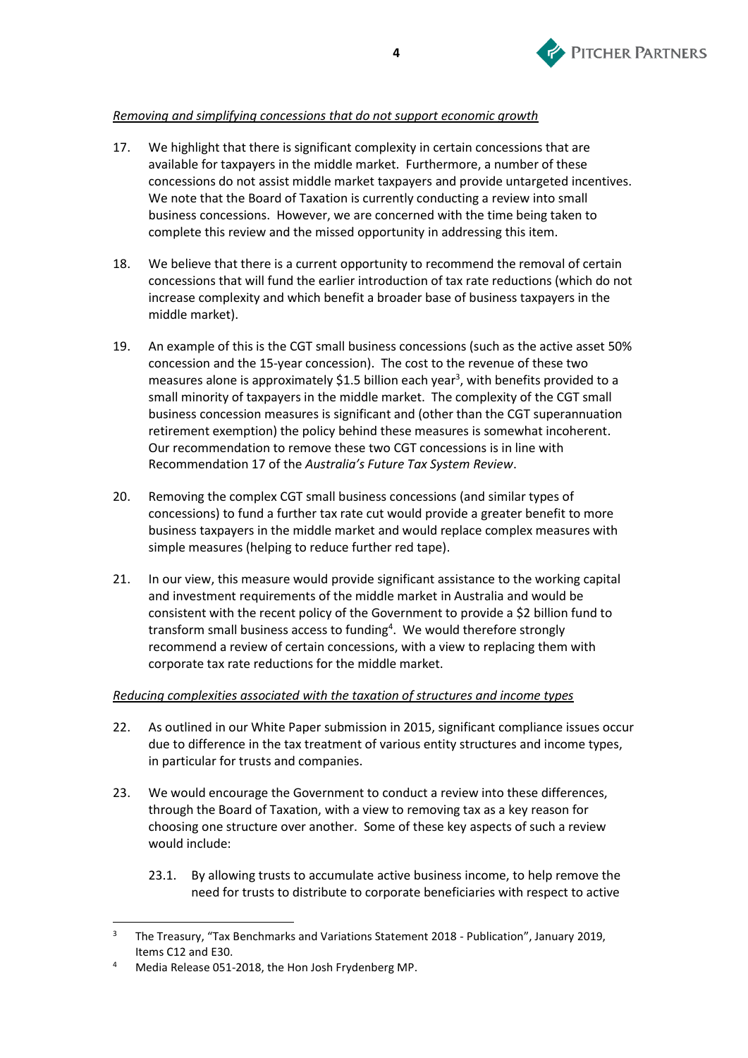*Removing and simplifying concessions that do not support economic growth*

17. We highlight that there is significant complexity in certain concessions that are available for taxpayers in the middle market. Furthermore, a number of these concessions do not assist middle market taxpayers and provide untargeted incentives. We note that the Board of Taxation is currently conducting a review into small business concessions. However, we are concerned with the time being taken to complete this review and the missed opportunity in addressing this item.

18. We believe that there is a current opportunity to recommend the removal of certain concessions that will fund the earlier introduction of tax rate reductions (which do not increase complexity and which benefit a broader base of business taxpayers in the middle market).

19. An example of this is the CGT small business concessions (such as the active asset 50% concession and the 15-year concession). The cost to the revenue of these two measures alone is approximately $1.5 billion each year[3], with benefits provided to a small minority of taxpayers in the middle market. The complexity of the CGT small business concession measures is significant and (other than the CGT superannuation retirement exemption) the policy behind these measures is somewhat incoherent. Our recommendation to remove these two CGT concessions is in line with Recommendation 17 of the *Australia's Future Tax System Review*.

20. Removing the complex CGT small business concessions (and similar types of concessions) to fund a further tax rate cut would provide a greater benefit to more business taxpayers in the middle market and would replace complex measures with simple measures (helping to reduce further red tape).

21. In our view, this measure would provide significant assistance to the working capital and investment requirements of the middle market in Australia and would be consistent with the recent policy of the Government to provide a $2 billion fund to transform small business access to funding[4]. We would therefore strongly recommend a review of certain concessions, with a view to replacing them with corporate tax rate reductions for the middle market.

*Reducing complexities associated with the taxation of structures and income types*

22. As outlined in our White Paper submission in 2015, significant compliance issues occur due to difference in the tax treatment of various entity structures and income types, in particular for trusts and companies.

23. We would encourage the Government to conduct a review into these differences, through the Board of Taxation, with a view to removing tax as a key reason for choosing one structure over another. Some of these key aspects of such a review would include:

    23.1. By allowing trusts to accumulate active business income, to help remove the need for trusts to distribute to corporate beneficiaries with respect to active

---

[3] The Treasury, "Tax Benchmarks and Variations Statement 2018 - Publication", January 2019, Items C12 and E30.

[4] Media Release 051-2018, the Hon Josh Frydenberg MP.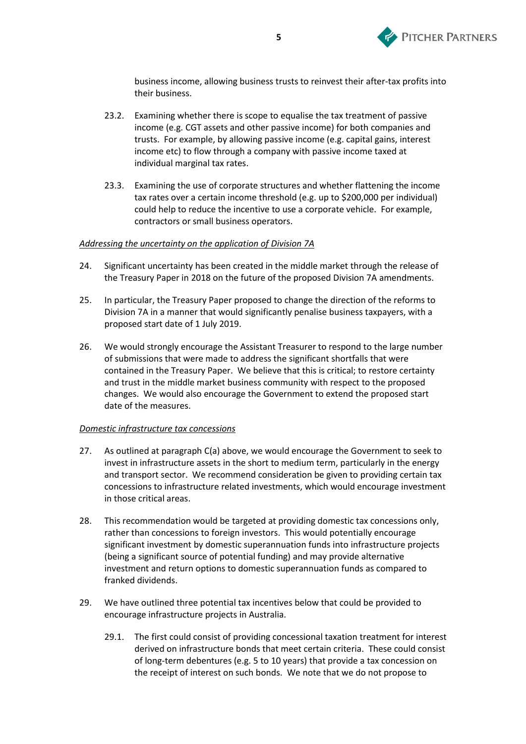business income, allowing business trusts to reinvest their after-tax profits into their business.

23.2. Examining whether there is scope to equalise the tax treatment of passive income (e.g. CGT assets and other passive income) for both companies and trusts. For example, by allowing passive income (e.g. capital gains, interest income etc) to flow through a company with passive income taxed at individual marginal tax rates.

23.3. Examining the use of corporate structures and whether flattening the income tax rates over a certain income threshold (e.g. up to $200,000 per individual) could help to reduce the incentive to use a corporate vehicle. For example, contractors or small business operators.

*Addressing the uncertainty on the application of Division 7A*

24. Significant uncertainty has been created in the middle market through the release of the Treasury Paper in 2018 on the future of the proposed Division 7A amendments.

25. In particular, the Treasury Paper proposed to change the direction of the reforms to Division 7A in a manner that would significantly penalise business taxpayers, with a proposed start date of 1 July 2019.

26. We would strongly encourage the Assistant Treasurer to respond to the large number of submissions that were made to address the significant shortfalls that were contained in the Treasury Paper. We believe that this is critical; to restore certainty and trust in the middle market business community with respect to the proposed changes. We would also encourage the Government to extend the proposed start date of the measures.

*Domestic infrastructure tax concessions*

27. As outlined at paragraph C(a) above, we would encourage the Government to seek to invest in infrastructure assets in the short to medium term, particularly in the energy and transport sector. We recommend consideration be given to providing certain tax concessions to infrastructure related investments, which would encourage investment in those critical areas.

28. This recommendation would be targeted at providing domestic tax concessions only, rather than concessions to foreign investors. This would potentially encourage significant investment by domestic superannuation funds into infrastructure projects (being a significant source of potential funding) and may provide alternative investment and return options to domestic superannuation funds as compared to franked dividends.

29. We have outlined three potential tax incentives below that could be provided to encourage infrastructure projects in Australia.

29.1. The first could consist of providing concessional taxation treatment for interest derived on infrastructure bonds that meet certain criteria. These could consist of long-term debentures (e.g. 5 to 10 years) that provide a tax concession on the receipt of interest on such bonds. We note that we do not propose to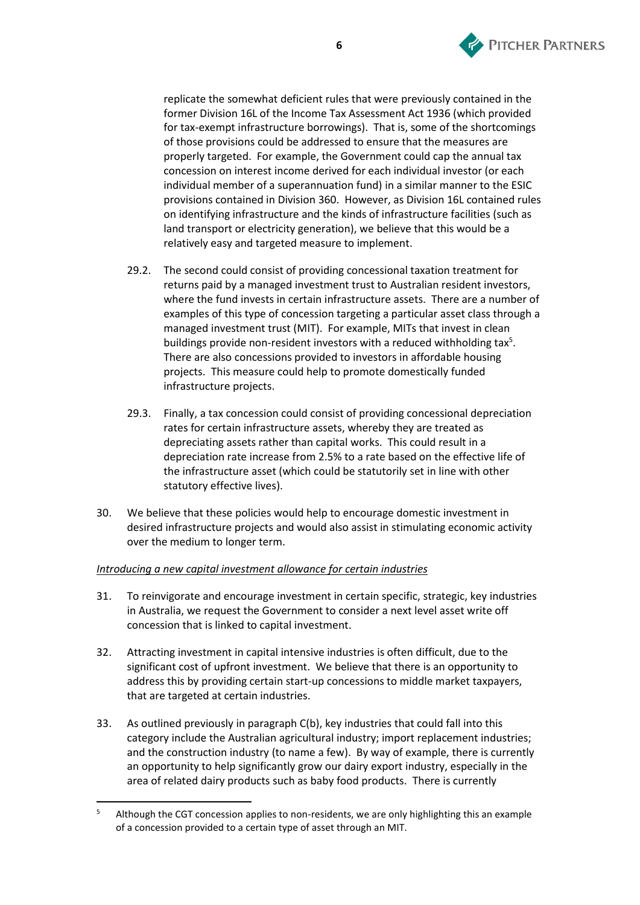replicate the somewhat deficient rules that were previously contained in the former Division 16L of the Income Tax Assessment Act 1936 (which provided for tax-exempt infrastructure borrowings). That is, some of the shortcomings of those provisions could be addressed to ensure that the measures are properly targeted. For example, the Government could cap the annual tax concession on interest income derived for each individual investor (or each individual member of a superannuation fund) in a similar manner to the ESIC provisions contained in Division 360. However, as Division 16L contained rules on identifying infrastructure and the kinds of infrastructure facilities (such as land transport or electricity generation), we believe that this would be a relatively easy and targeted measure to implement.

29.2. The second could consist of providing concessional taxation treatment for returns paid by a managed investment trust to Australian resident investors, where the fund invests in certain infrastructure assets. There are a number of examples of this type of concession targeting a particular asset class through a managed investment trust (MIT). For example, MITs that invest in clean buildings provide non-resident investors with a reduced withholding tax[5]. There are also concessions provided to investors in affordable housing projects. This measure could help to promote domestically funded infrastructure projects.

29.3. Finally, a tax concession could consist of providing concessional depreciation rates for certain infrastructure assets, whereby they are treated as depreciating assets rather than capital works. This could result in a depreciation rate increase from 2.5% to a rate based on the effective life of the infrastructure asset (which could be statutorily set in line with other statutory effective lives).

30. We believe that these policies would help to encourage domestic investment in desired infrastructure projects and would also assist in stimulating economic activity over the medium to longer term.

*Introducing a new capital investment allowance for certain industries*

31. To reinvigorate and encourage investment in certain specific, strategic, key industries in Australia, we request the Government to consider a next level asset write off concession that is linked to capital investment.

32. Attracting investment in capital intensive industries is often difficult, due to the significant cost of upfront investment. We believe that there is an opportunity to address this by providing certain start-up concessions to middle market taxpayers, that are targeted at certain industries.

33. As outlined previously in paragraph C(b), key industries that could fall into this category include the Australian agricultural industry; import replacement industries; and the construction industry (to name a few). By way of example, there is currently an opportunity to help significantly grow our dairy export industry, especially in the area of related dairy products such as baby food products. There is currently

---

[5] Although the CGT concession applies to non-residents, we are only highlighting this an example of a concession provided to a certain type of asset through an MIT.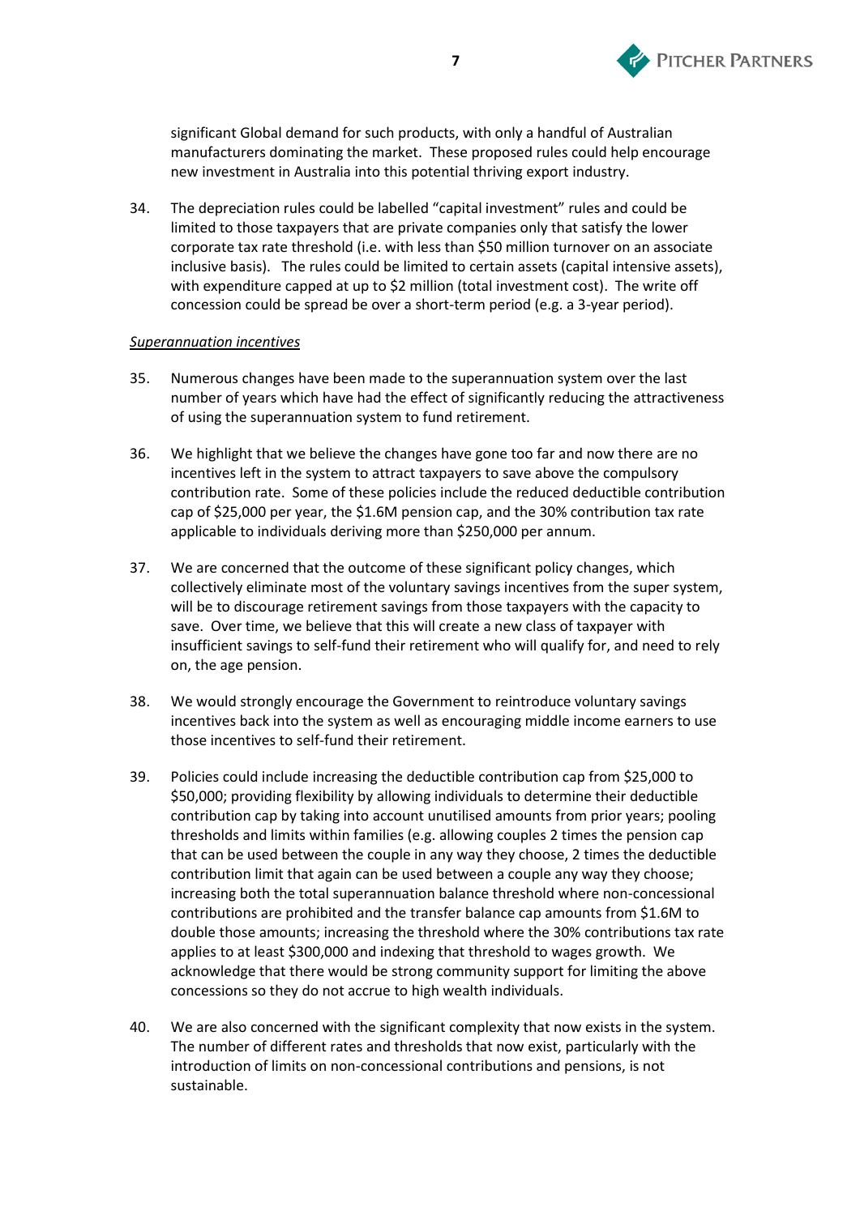significant Global demand for such products, with only a handful of Australian manufacturers dominating the market. These proposed rules could help encourage new investment in Australia into this potential thriving export industry.

34. The depreciation rules could be labelled "capital investment" rules and could be limited to those taxpayers that are private companies only that satisfy the lower corporate tax rate threshold (i.e. with less than $50 million turnover on an associate inclusive basis). The rules could be limited to certain assets (capital intensive assets), with expenditure capped at up to $2 million (total investment cost). The write off concession could be spread be over a short-term period (e.g. a 3-year period).

_Superannuation incentives_

35. Numerous changes have been made to the superannuation system over the last number of years which have had the effect of significantly reducing the attractiveness of using the superannuation system to fund retirement.

36. We highlight that we believe the changes have gone too far and now there are no incentives left in the system to attract taxpayers to save above the compulsory contribution rate. Some of these policies include the reduced deductible contribution cap of $25,000 per year, the $1.6M pension cap, and the 30% contribution tax rate applicable to individuals deriving more than $250,000 per annum.

37. We are concerned that the outcome of these significant policy changes, which collectively eliminate most of the voluntary savings incentives from the super system, will be to discourage retirement savings from those taxpayers with the capacity to save. Over time, we believe that this will create a new class of taxpayer with insufficient savings to self-fund their retirement who will qualify for, and need to rely on, the age pension.

38. We would strongly encourage the Government to reintroduce voluntary savings incentives back into the system as well as encouraging middle income earners to use those incentives to self-fund their retirement.

39. Policies could include increasing the deductible contribution cap from $25,000 to $50,000; providing flexibility by allowing individuals to determine their deductible contribution cap by taking into account unutilised amounts from prior years; pooling thresholds and limits within families (e.g. allowing couples 2 times the pension cap that can be used between the couple in any way they choose, 2 times the deductible contribution limit that again can be used between a couple any way they choose; increasing both the total superannuation balance threshold where non-concessional contributions are prohibited and the transfer balance cap amounts from $1.6M to double those amounts; increasing the threshold where the 30% contributions tax rate applies to at least $300,000 and indexing that threshold to wages growth. We acknowledge that there would be strong community support for limiting the above concessions so they do not accrue to high wealth individuals.

40. We are also concerned with the significant complexity that now exists in the system. The number of different rates and thresholds that now exist, particularly with the introduction of limits on non-concessional contributions and pensions, is not sustainable.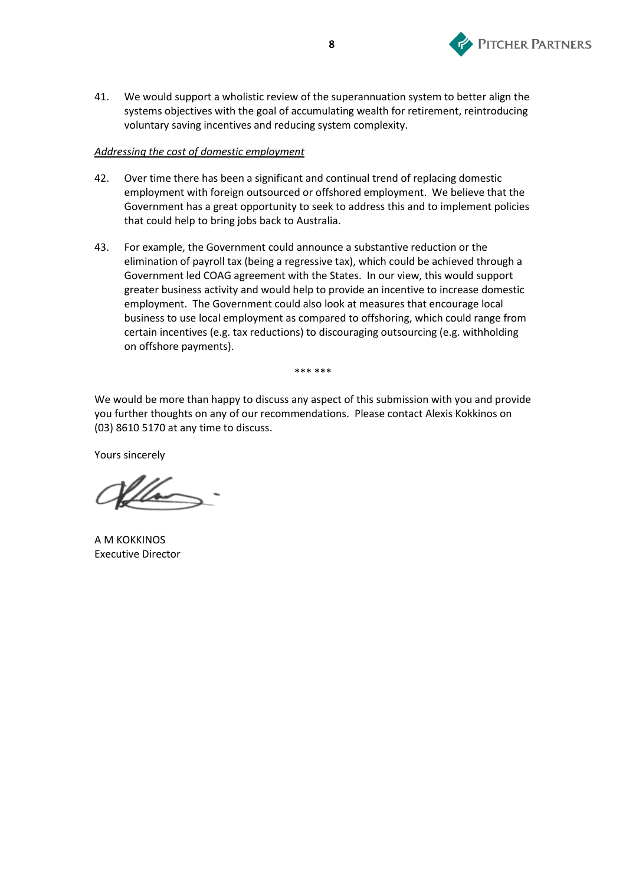41. We would support a wholistic review of the superannuation system to better align the systems objectives with the goal of accumulating wealth for retirement, reintroducing voluntary saving incentives and reducing system complexity.

*Addressing the cost of domestic employment*

42. Over time there has been a significant and continual trend of replacing domestic employment with foreign outsourced or offshored employment. We believe that the Government has a great opportunity to seek to address this and to implement policies that could help to bring jobs back to Australia.

43. For example, the Government could announce a substantive reduction or the elimination of payroll tax (being a regressive tax), which could be achieved through a Government led COAG agreement with the States. In our view, this would support greater business activity and would help to provide an incentive to increase domestic employment. The Government could also look at measures that encourage local business to use local employment as compared to offshoring, which could range from certain incentives (e.g. tax reductions) to discouraging outsourcing (e.g. withholding on offshore payments).

*** ***

We would be more than happy to discuss any aspect of this submission with you and provide you further thoughts on any of our recommendations. Please contact Alexis Kokkinos on (03) 8610 5170 at any time to discuss.

Yours sincerely

A M KOKKINOS
Executive Director